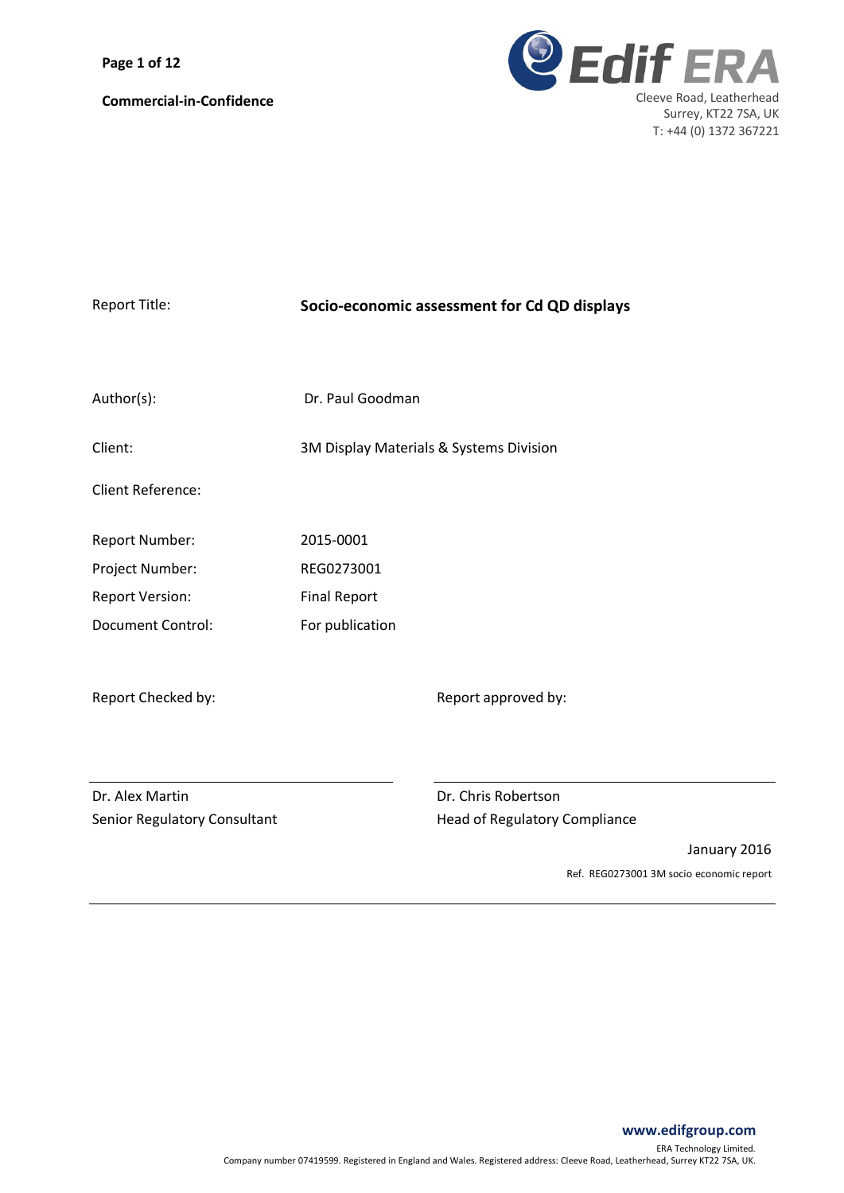**Commercial-in-Confidence**

Edif ERA
Cleeve Road, Leatherhead
Surrey, KT22 7SA, UK
T: +44 (0) 1372 367221

| | |
|---|---|
| Report Title: | **Socio-economic assessment for Cd QD displays** |
| Author(s): | Dr. Paul Goodman |
| Client: | 3M Display Materials & Systems Division |
| Client Reference: | |
| Report Number: | 2015-0001 |
| Project Number: | REG0273001 |
| Report Version: | Final Report |
| Document Control: | For publication |

| Report Checked by: | Report approved by: |
|---|---|
| Dr. Alex Martin | Dr. Chris Robertson |
| Senior Regulatory Consultant | Head of Regulatory Compliance |

January 2016

Ref. REG0273001 3M socio economic report

**www.edifgroup.com**

ERA Technology Limited.
Company number 07419599. Registered in England and Wales. Registered address: Cleeve Road, Leatherhead, Surrey KT22 7SA, UK.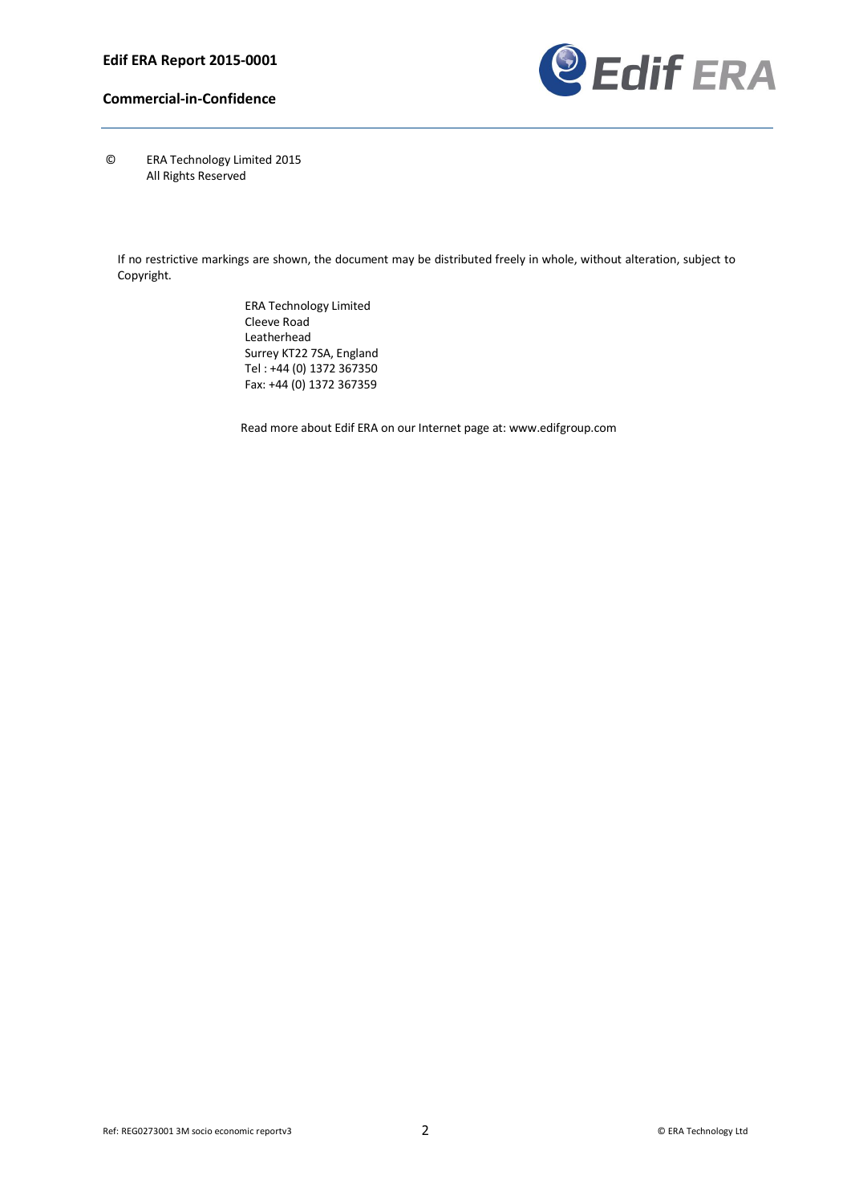© ERA Technology Limited 2015
All Rights Reserved

If no restrictive markings are shown, the document may be distributed freely in whole, without alteration, subject to Copyright.

ERA Technology Limited
Cleeve Road
Leatherhead
Surrey KT22 7SA, England
Tel : +44 (0) 1372 367350
Fax: +44 (0) 1372 367359

Read more about Edif ERA on our Internet page at: www.edifgroup.com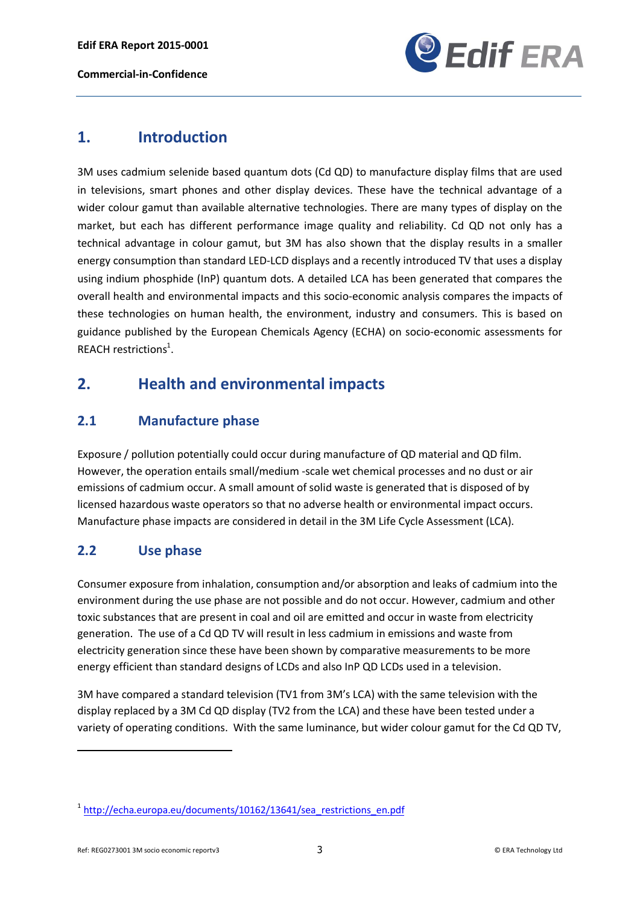# 1. Introduction

3M uses cadmium selenide based quantum dots (Cd QD) to manufacture display films that are used in televisions, smart phones and other display devices. These have the technical advantage of a wider colour gamut than available alternative technologies. There are many types of display on the market, but each has different performance image quality and reliability. Cd QD not only has a technical advantage in colour gamut, but 3M has also shown that the display results in a smaller energy consumption than standard LED-LCD displays and a recently introduced TV that uses a display using indium phosphide (InP) quantum dots. A detailed LCA has been generated that compares the overall health and environmental impacts and this socio-economic analysis compares the impacts of these technologies on human health, the environment, industry and consumers. This is based on guidance published by the European Chemicals Agency (ECHA) on socio-economic assessments for REACH restrictions[1].

# 2. Health and environmental impacts

## 2.1 Manufacture phase

Exposure / pollution potentially could occur during manufacture of QD material and QD film. However, the operation entails small/medium -scale wet chemical processes and no dust or air emissions of cadmium occur. A small amount of solid waste is generated that is disposed of by licensed hazardous waste operators so that no adverse health or environmental impact occurs. Manufacture phase impacts are considered in detail in the 3M Life Cycle Assessment (LCA).

## 2.2 Use phase

Consumer exposure from inhalation, consumption and/or absorption and leaks of cadmium into the environment during the use phase are not possible and do not occur. However, cadmium and other toxic substances that are present in coal and oil are emitted and occur in waste from electricity generation. The use of a Cd QD TV will result in less cadmium in emissions and waste from electricity generation since these have been shown by comparative measurements to be more energy efficient than standard designs of LCDs and also InP QD LCDs used in a television.

3M have compared a standard television (TV1 from 3M's LCA) with the same television with the display replaced by a 3M Cd QD display (TV2 from the LCA) and these have been tested under a variety of operating conditions. With the same luminance, but wider colour gamut for the Cd QD TV,

---

[1] http://echa.europa.eu/documents/10162/13641/sea_restrictions_en.pdf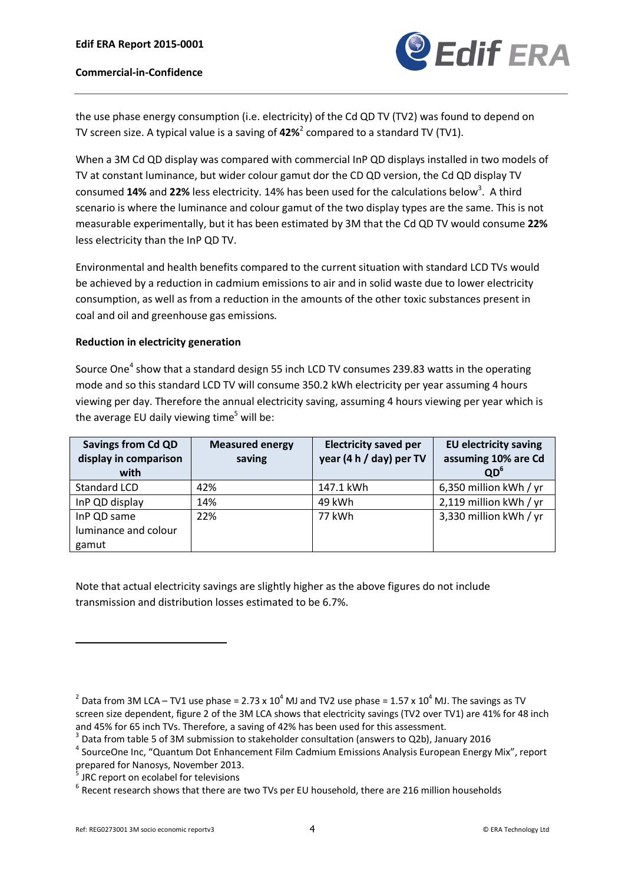the use phase energy consumption (i.e. electricity) of the Cd QD TV (TV2) was found to depend on TV screen size. A typical value is a saving of **42%**[2] compared to a standard TV (TV1).

When a 3M Cd QD display was compared with commercial InP QD displays installed in two models of TV at constant luminance, but wider colour gamut dor the CD QD version, the Cd QD display TV consumed **14%** and **22%** less electricity. 14% has been used for the calculations below[3]. A third scenario is where the luminance and colour gamut of the two display types are the same. This is not measurable experimentally, but it has been estimated by 3M that the Cd QD TV would consume **22%** less electricity than the InP QD TV.

Environmental and health benefits compared to the current situation with standard LCD TVs would be achieved by a reduction in cadmium emissions to air and in solid waste due to lower electricity consumption, as well as from a reduction in the amounts of the other toxic substances present in coal and oil and greenhouse gas emissions.

**Reduction in electricity generation**

Source One[4] show that a standard design 55 inch LCD TV consumes 239.83 watts in the operating mode and so this standard LCD TV will consume 350.2 kWh electricity per year assuming 4 hours viewing per day. Therefore the annual electricity saving, assuming 4 hours viewing per year which is the average EU daily viewing time[5] will be:

| Savings from Cd QD display in comparison with | Measured energy saving | Electricity saved per year (4 h / day) per TV | EU electricity saving assuming 10% are Cd QD[6] |
|---|---|---|---|
| Standard LCD | 42% | 147.1 kWh | 6,350 million kWh / yr |
| InP QD display | 14% | 49 kWh | 2,119 million kWh / yr |
| InP QD same luminance and colour gamut | 22% | 77 kWh | 3,330 million kWh / yr |

Note that actual electricity savings are slightly higher as the above figures do not include transmission and distribution losses estimated to be 6.7%.

---

[2] Data from 3M LCA – TV1 use phase = $2.73 \times 10^4$ MJ and TV2 use phase = $1.57 \times 10^4$ MJ. The savings as TV screen size dependent, figure 2 of the 3M LCA shows that electricity savings (TV2 over TV1) are 41% for 48 inch and 45% for 65 inch TVs. Therefore, a saving of 42% has been used for this assessment.

[3] Data from table 5 of 3M submission to stakeholder consultation (answers to Q2b), January 2016

[4] SourceOne Inc, "Quantum Dot Enhancement Film Cadmium Emissions Analysis European Energy Mix", report prepared for Nanosys, November 2013.

[5] JRC report on ecolabel for televisions

[6] Recent research shows that there are two TVs per EU household, there are 216 million households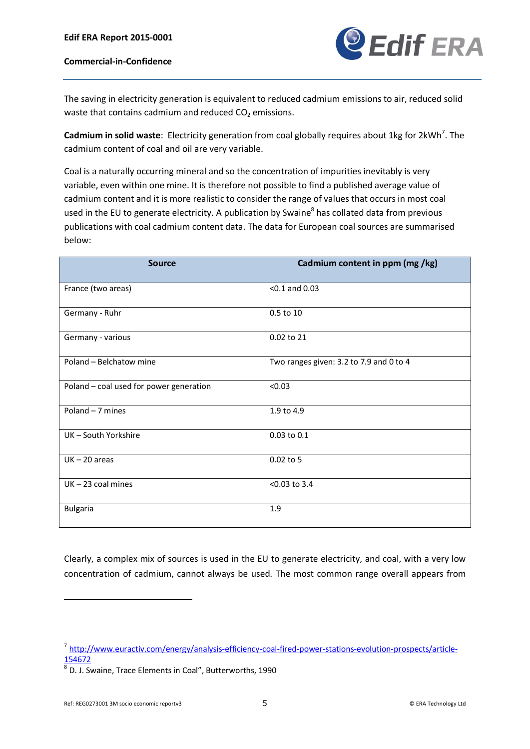The saving in electricity generation is equivalent to reduced cadmium emissions to air, reduced solid waste that contains cadmium and reduced $CO_2$ emissions.

**Cadmium in solid waste**: Electricity generation from coal globally requires about 1kg for 2kWh[7]. The cadmium content of coal and oil are very variable.

Coal is a naturally occurring mineral and so the concentration of impurities inevitably is very variable, even within one mine. It is therefore not possible to find a published average value of cadmium content and it is more realistic to consider the range of values that occurs in most coal used in the EU to generate electricity. A publication by Swaine[8] has collated data from previous publications with coal cadmium content data. The data for European coal sources are summarised below:

| Source | Cadmium content in ppm (mg /kg) |
|---|---|
| France (two areas) | <0.1 and 0.03 |
| Germany - Ruhr | 0.5 to 10 |
| Germany - various | 0.02 to 21 |
| Poland – Belchatow mine | Two ranges given: 3.2 to 7.9 and 0 to 4 |
| Poland – coal used for power generation | <0.03 |
| Poland – 7 mines | 1.9 to 4.9 |
| UK – South Yorkshire | 0.03 to 0.1 |
| UK – 20 areas | 0.02 to 5 |
| UK – 23 coal mines | <0.03 to 3.4 |
| Bulgaria | 1.9 |

Clearly, a complex mix of sources is used in the EU to generate electricity, and coal, with a very low concentration of cadmium, cannot always be used. The most common range overall appears from

[7] http://www.euractiv.com/energy/analysis-efficiency-coal-fired-power-stations-evolution-prospects/article-154672

[8] D. J. Swaine, Trace Elements in Coal", Butterworths, 1990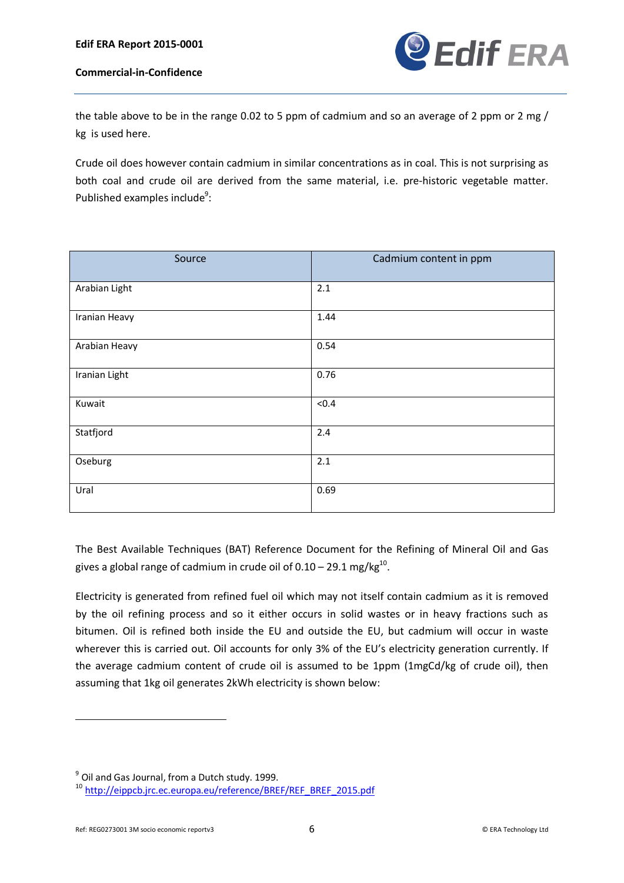the table above to be in the range 0.02 to 5 ppm of cadmium and so an average of 2 ppm or 2 mg / kg is used here.

Crude oil does however contain cadmium in similar concentrations as in coal. This is not surprising as both coal and crude oil are derived from the same material, i.e. pre-historic vegetable matter. Published examples include[9]:

| Source | Cadmium content in ppm |
|---|---|
| Arabian Light | 2.1 |
| Iranian Heavy | 1.44 |
| Arabian Heavy | 0.54 |
| Iranian Light | 0.76 |
| Kuwait | <0.4 |
| Statfjord | 2.4 |
| Oseburg | 2.1 |
| Ural | 0.69 |

The Best Available Techniques (BAT) Reference Document for the Refining of Mineral Oil and Gas gives a global range of cadmium in crude oil of 0.10 – 29.1 mg/kg[10].

Electricity is generated from refined fuel oil which may not itself contain cadmium as it is removed by the oil refining process and so it either occurs in solid wastes or in heavy fractions such as bitumen. Oil is refined both inside the EU and outside the EU, but cadmium will occur in waste wherever this is carried out. Oil accounts for only 3% of the EU's electricity generation currently. If the average cadmium content of crude oil is assumed to be 1ppm (1mgCd/kg of crude oil), then assuming that 1kg oil generates 2kWh electricity is shown below:

[9] Oil and Gas Journal, from a Dutch study. 1999.

[10] http://eippcb.jrc.ec.europa.eu/reference/BREF/REF_BREF_2015.pdf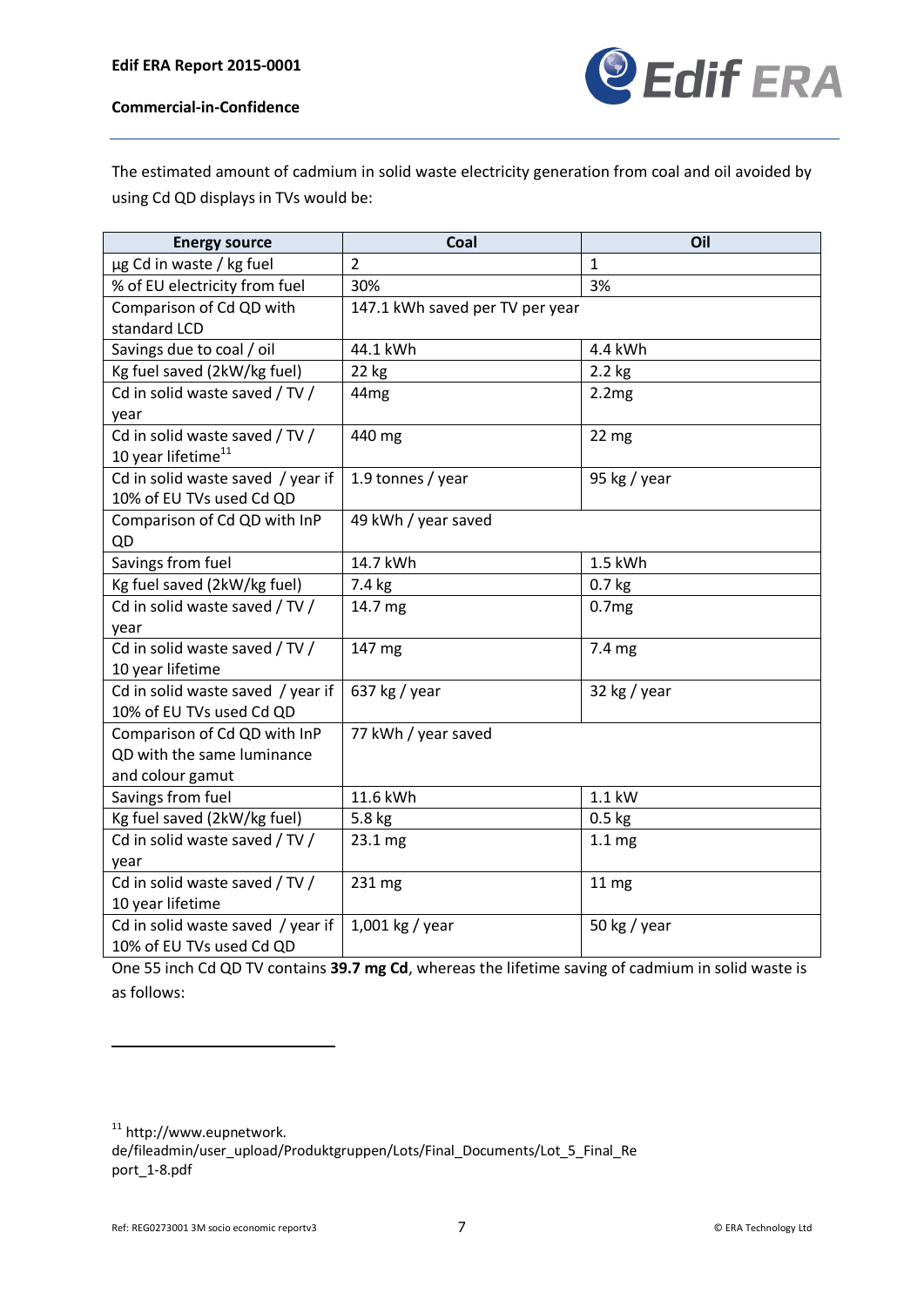The estimated amount of cadmium in solid waste electricity generation from coal and oil avoided by using Cd QD displays in TVs would be:

| Energy source | Coal | Oil |
|---|---|---|
| µg Cd in waste / kg fuel | 2 | 1 |
| % of EU electricity from fuel | 30% | 3% |
| Comparison of Cd QD with standard LCD | 147.1 kWh saved per TV per year | |
| Savings due to coal / oil | 44.1 kWh | 4.4 kWh |
| Kg fuel saved (2kW/kg fuel) | 22 kg | 2.2 kg |
| Cd in solid waste saved / TV / year | 44mg | 2.2mg |
| Cd in solid waste saved / TV / 10 year lifetime[11] | 440 mg | 22 mg |
| Cd in solid waste saved / year if 10% of EU TVs used Cd QD | 1.9 tonnes / year | 95 kg / year |
| Comparison of Cd QD with InP QD | 49 kWh / year saved | |
| Savings from fuel | 14.7 kWh | 1.5 kWh |
| Kg fuel saved (2kW/kg fuel) | 7.4 kg | 0.7 kg |
| Cd in solid waste saved / TV / year | 14.7 mg | 0.7mg |
| Cd in solid waste saved / TV / 10 year lifetime | 147 mg | 7.4 mg |
| Cd in solid waste saved / year if 10% of EU TVs used Cd QD | 637 kg / year | 32 kg / year |
| Comparison of Cd QD with InP QD with the same luminance and colour gamut | 77 kWh / year saved | |
| Savings from fuel | 11.6 kWh | 1.1 kW |
| Kg fuel saved (2kW/kg fuel) | 5.8 kg | 0.5 kg |
| Cd in solid waste saved / TV / year | 23.1 mg | 1.1 mg |
| Cd in solid waste saved / TV / 10 year lifetime | 231 mg | 11 mg |
| Cd in solid waste saved / year if 10% of EU TVs used Cd QD | 1,001 kg / year | 50 kg / year |

One 55 inch Cd QD TV contains **39.7 mg Cd**, whereas the lifetime saving of cadmium in solid waste is as follows:

[11] http://www.eupnetwork.de/fileadmin/user_upload/Produktgruppen/Lots/Final_Documents/Lot_5_Final_Report_1-8.pdf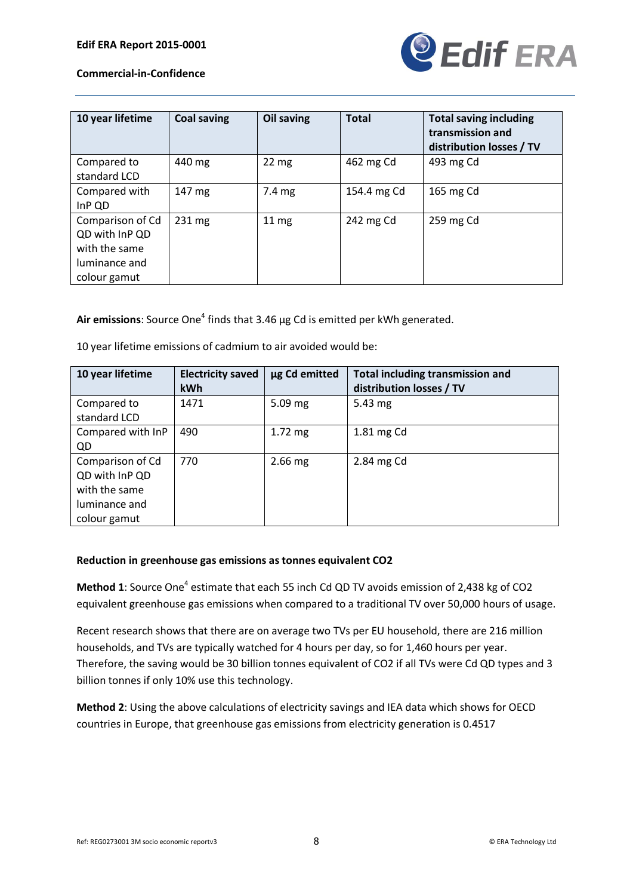| 10 year lifetime | Coal saving | Oil saving | Total | Total saving including transmission and distribution losses / TV |
|---|---|---|---|---|
| Compared to standard LCD | 440 mg | 22 mg | 462 mg Cd | 493 mg Cd |
| Compared with InP QD | 147 mg | 7.4 mg | 154.4 mg Cd | 165 mg Cd |
| Comparison of Cd QD with InP QD with the same luminance and colour gamut | 231 mg | 11 mg | 242 mg Cd | 259 mg Cd |

**Air emissions**: Source One[4] finds that 3.46 µg Cd is emitted per kWh generated.

10 year lifetime emissions of cadmium to air avoided would be:

| 10 year lifetime | Electricity saved kWh | µg Cd emitted | Total including transmission and distribution losses / TV |
|---|---|---|---|
| Compared to standard LCD | 1471 | 5.09 mg | 5.43 mg |
| Compared with InP QD | 490 | 1.72 mg | 1.81 mg Cd |
| Comparison of Cd QD with InP QD with the same luminance and colour gamut | 770 | 2.66 mg | 2.84 mg Cd |

**Reduction in greenhouse gas emissions as tonnes equivalent CO2**

**Method 1**: Source One[4] estimate that each 55 inch Cd QD TV avoids emission of 2,438 kg of CO2 equivalent greenhouse gas emissions when compared to a traditional TV over 50,000 hours of usage.

Recent research shows that there are on average two TVs per EU household, there are 216 million households, and TVs are typically watched for 4 hours per day, so for 1,460 hours per year. Therefore, the saving would be 30 billion tonnes equivalent of CO2 if all TVs were Cd QD types and 3 billion tonnes if only 10% use this technology.

**Method 2**: Using the above calculations of electricity savings and IEA data which shows for OECD countries in Europe, that greenhouse gas emissions from electricity generation is 0.4517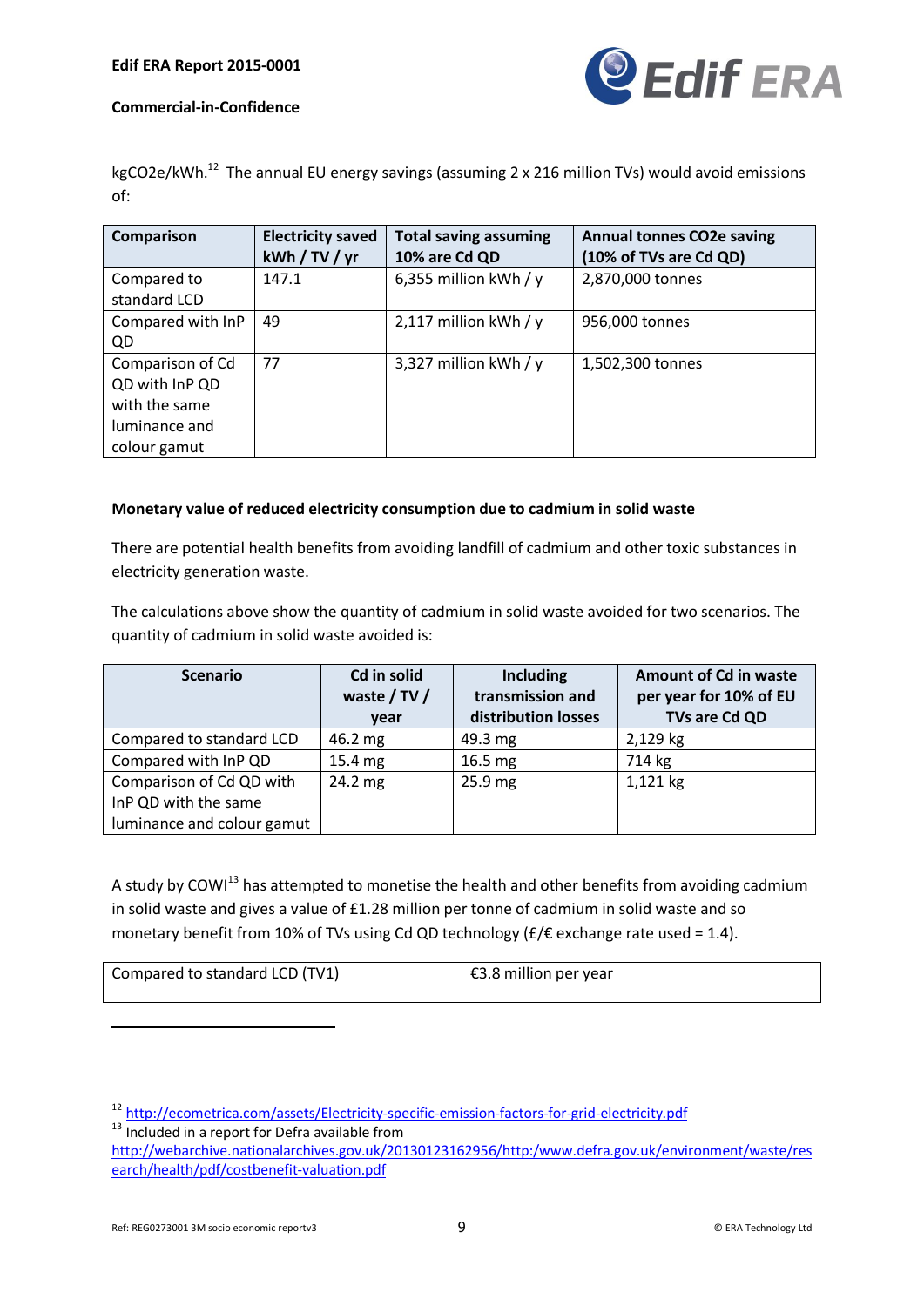kgCO2e/kWh.[12] The annual EU energy savings (assuming 2 x 216 million TVs) would avoid emissions of:

| Comparison | Electricity saved kWh / TV / yr | Total saving assuming 10% are Cd QD | Annual tonnes CO2e saving (10% of TVs are Cd QD) |
|---|---|---|---|
| Compared to standard LCD | 147.1 | 6,355 million kWh / y | 2,870,000 tonnes |
| Compared with InP QD | 49 | 2,117 million kWh / y | 956,000 tonnes |
| Comparison of Cd QD with InP QD with the same luminance and colour gamut | 77 | 3,327 million kWh / y | 1,502,300 tonnes |

**Monetary value of reduced electricity consumption due to cadmium in solid waste**

There are potential health benefits from avoiding landfill of cadmium and other toxic substances in electricity generation waste.

The calculations above show the quantity of cadmium in solid waste avoided for two scenarios. The quantity of cadmium in solid waste avoided is:

| Scenario | Cd in solid waste / TV / year | Including transmission and distribution losses | Amount of Cd in waste per year for 10% of EU TVs are Cd QD |
|---|---|---|---|
| Compared to standard LCD | 46.2 mg | 49.3 mg | 2,129 kg |
| Compared with InP QD | 15.4 mg | 16.5 mg | 714 kg |
| Comparison of Cd QD with InP QD with the same luminance and colour gamut | 24.2 mg | 25.9 mg | 1,121 kg |

A study by COWI[13] has attempted to monetise the health and other benefits from avoiding cadmium in solid waste and gives a value of £1.28 million per tonne of cadmium in solid waste and so monetary benefit from 10% of TVs using Cd QD technology (£/€ exchange rate used = 1.4).

| Compared to standard LCD (TV1) | €3.8 million per year |
|---|---|

[12] http://ecometrica.com/assets/Electricity-specific-emission-factors-for-grid-electricity.pdf

[13] Included in a report for Defra available from http://webarchive.nationalarchives.gov.uk/20130123162956/http:/www.defra.gov.uk/environment/waste/research/health/pdf/costbenefit-valuation.pdf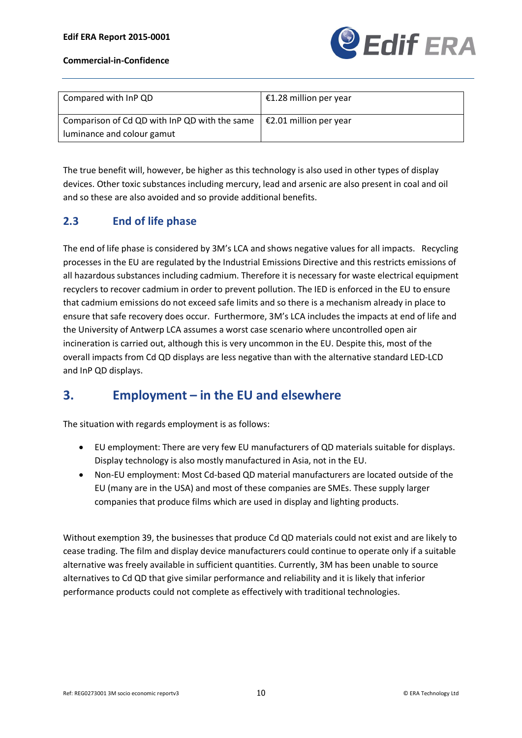| Compared with InP QD | €1.28 million per year |
|---|---|
| Comparison of Cd QD with InP QD with the same luminance and colour gamut | €2.01 million per year |

The true benefit will, however, be higher as this technology is also used in other types of display devices. Other toxic substances including mercury, lead and arsenic are also present in coal and oil and so these are also avoided and so provide additional benefits.

## 2.3 End of life phase

The end of life phase is considered by 3M's LCA and shows negative values for all impacts. Recycling processes in the EU are regulated by the Industrial Emissions Directive and this restricts emissions of all hazardous substances including cadmium. Therefore it is necessary for waste electrical equipment recyclers to recover cadmium in order to prevent pollution. The IED is enforced in the EU to ensure that cadmium emissions do not exceed safe limits and so there is a mechanism already in place to ensure that safe recovery does occur. Furthermore, 3M's LCA includes the impacts at end of life and the University of Antwerp LCA assumes a worst case scenario where uncontrolled open air incineration is carried out, although this is very uncommon in the EU. Despite this, most of the overall impacts from Cd QD displays are less negative than with the alternative standard LED-LCD and InP QD displays.

# 3. Employment – in the EU and elsewhere

The situation with regards employment is as follows:

- EU employment: There are very few EU manufacturers of QD materials suitable for displays. Display technology is also mostly manufactured in Asia, not in the EU.
- Non-EU employment: Most Cd-based QD material manufacturers are located outside of the EU (many are in the USA) and most of these companies are SMEs. These supply larger companies that produce films which are used in display and lighting products.

Without exemption 39, the businesses that produce Cd QD materials could not exist and are likely to cease trading. The film and display device manufacturers could continue to operate only if a suitable alternative was freely available in sufficient quantities. Currently, 3M has been unable to source alternatives to Cd QD that give similar performance and reliability and it is likely that inferior performance products could not complete as effectively with traditional technologies.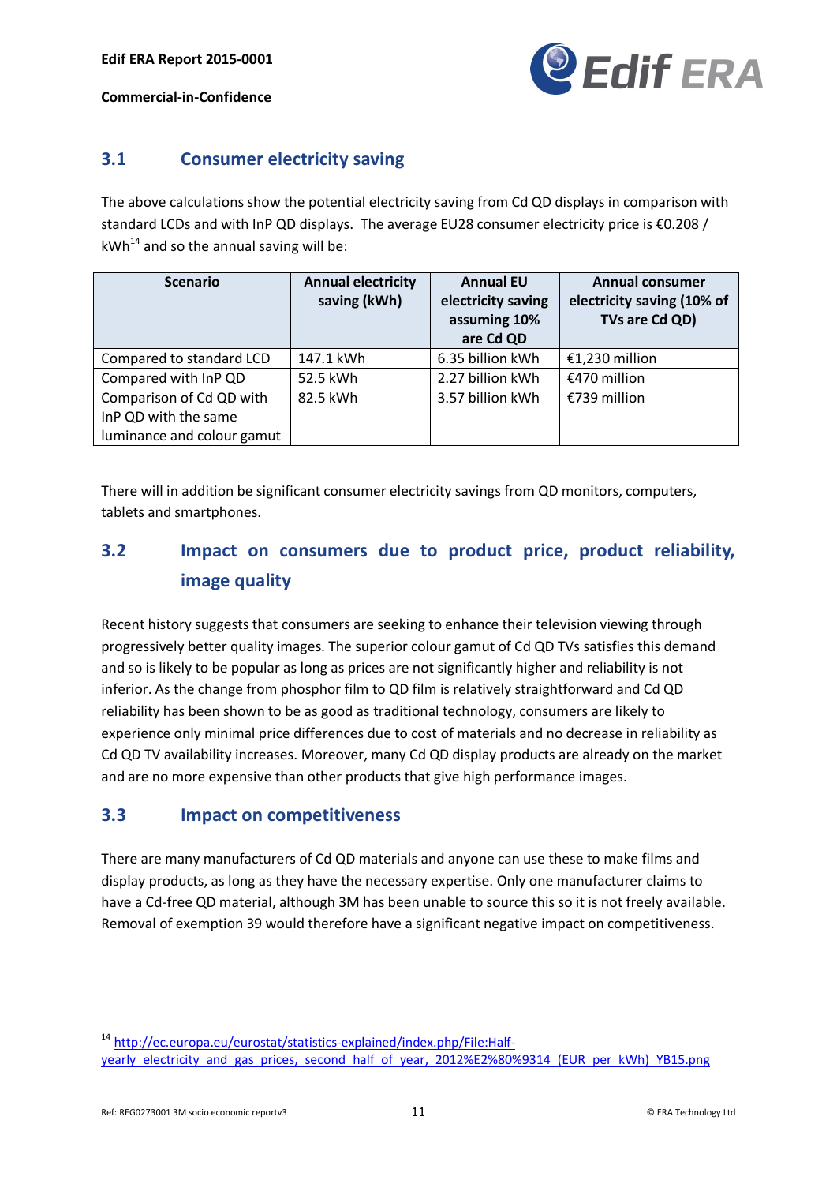## 3.1 Consumer electricity saving

The above calculations show the potential electricity saving from Cd QD displays in comparison with standard LCDs and with InP QD displays. The average EU28 consumer electricity price is €0.208 / kWh[14] and so the annual saving will be:

| Scenario | Annual electricity saving (kWh) | Annual EU electricity saving assuming 10% are Cd QD | Annual consumer electricity saving (10% of TVs are Cd QD) |
|---|---|---|---|
| Compared to standard LCD | 147.1 kWh | 6.35 billion kWh | €1,230 million |
| Compared with InP QD | 52.5 kWh | 2.27 billion kWh | €470 million |
| Comparison of Cd QD with InP QD with the same luminance and colour gamut | 82.5 kWh | 3.57 billion kWh | €739 million |

There will in addition be significant consumer electricity savings from QD monitors, computers, tablets and smartphones.

## 3.2 Impact on consumers due to product price, product reliability, image quality

Recent history suggests that consumers are seeking to enhance their television viewing through progressively better quality images. The superior colour gamut of Cd QD TVs satisfies this demand and so is likely to be popular as long as prices are not significantly higher and reliability is not inferior. As the change from phosphor film to QD film is relatively straightforward and Cd QD reliability has been shown to be as good as traditional technology, consumers are likely to experience only minimal price differences due to cost of materials and no decrease in reliability as Cd QD TV availability increases. Moreover, many Cd QD display products are already on the market and are no more expensive than other products that give high performance images.

## 3.3 Impact on competitiveness

There are many manufacturers of Cd QD materials and anyone can use these to make films and display products, as long as they have the necessary expertise. Only one manufacturer claims to have a Cd-free QD material, although 3M has been unable to source this so it is not freely available. Removal of exemption 39 would therefore have a significant negative impact on competitiveness.

---

[14] http://ec.europa.eu/eurostat/statistics-explained/index.php/File:Half-yearly_electricity_and_gas_prices,_second_half_of_year,_2012%E2%80%9314_(EUR_per_kWh)_YB15.png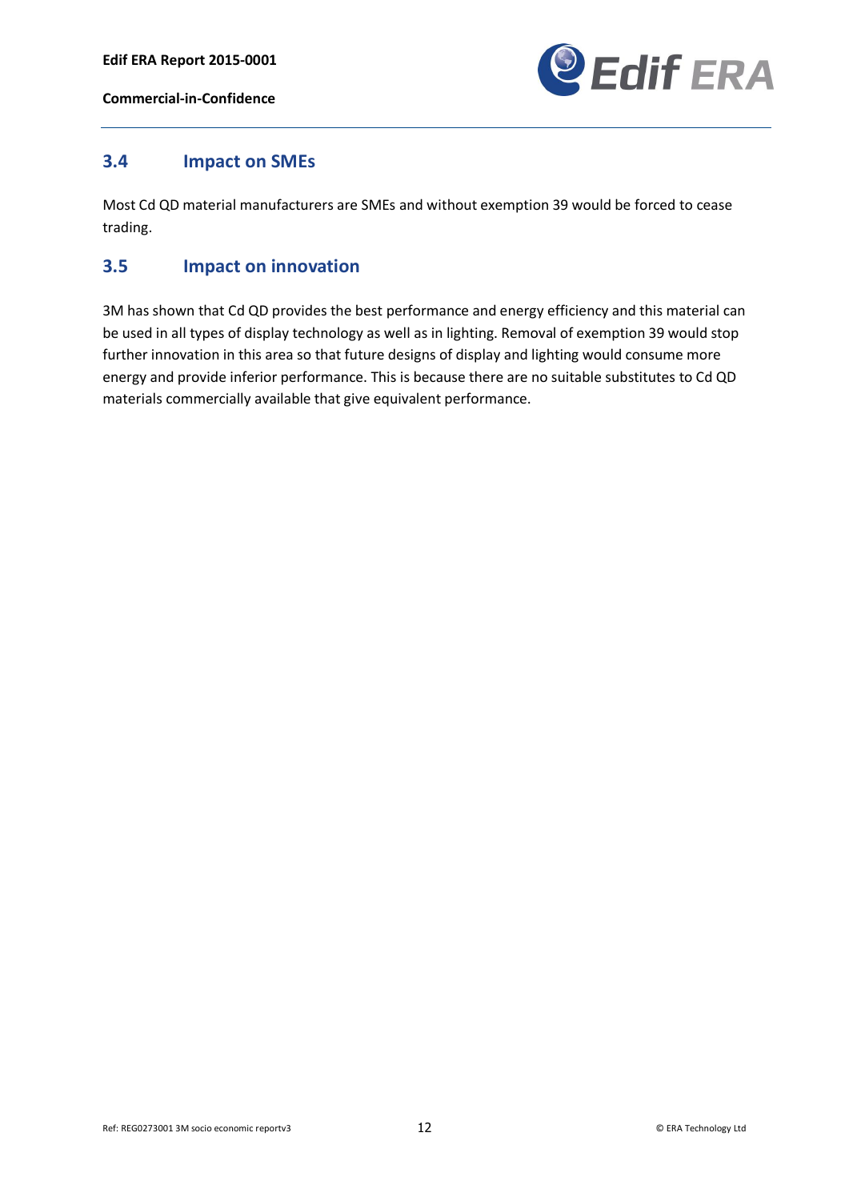### 3.4 Impact on SMEs

Most Cd QD material manufacturers are SMEs and without exemption 39 would be forced to cease trading.

### 3.5 Impact on innovation

3M has shown that Cd QD provides the best performance and energy efficiency and this material can be used in all types of display technology as well as in lighting. Removal of exemption 39 would stop further innovation in this area so that future designs of display and lighting would consume more energy and provide inferior performance. This is because there are no suitable substitutes to Cd QD materials commercially available that give equivalent performance.